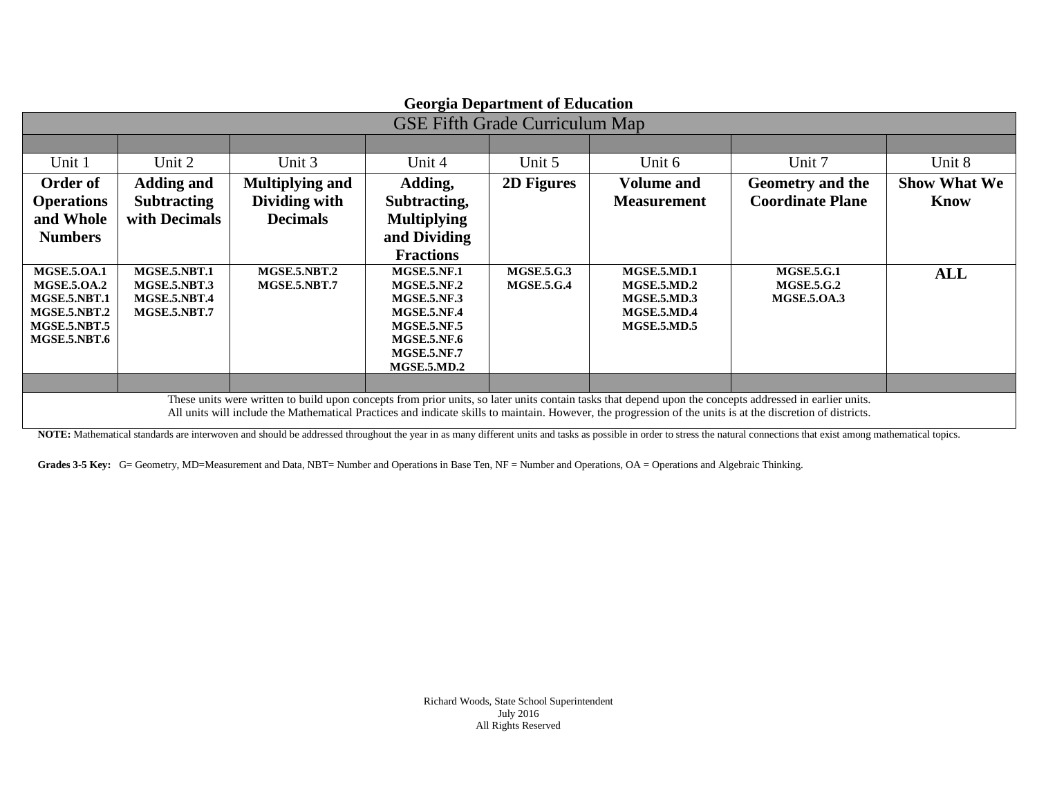# Georgia Department of Education

## GSE Fifth Grade Curriculum Map

| Unit 1 | Unit 2 | Unit 3 | Unit 4 | Unit 5 | Unit 6 | Unit 7 | Unit 8 |
|---|---|---|---|---|---|---|---|
| **Order of Operations and Whole Numbers** | **Adding and Subtracting with Decimals** | **Multiplying and Dividing with Decimals** | **Adding, Subtracting, Multiplying and Dividing Fractions** | **2D Figures** | **Volume and Measurement** | **Geometry and the Coordinate Plane** | **Show What We Know** |
| **MGSE.5.OA.1**<br>**MGSE.5.OA.2**<br>**MGSE.5.NBT.1**<br>**MGSE.5.NBT.2**<br>**MGSE.5.NBT.5**<br>**MGSE.5.NBT.6** | **MGSE.5.NBT.1**<br>**MGSE.5.NBT.3**<br>**MGSE.5.NBT.4**<br>**MGSE.5.NBT.7** | **MGSE.5.NBT.2**<br>**MGSE.5.NBT.7** | **MGSE.5.NF.1**<br>**MGSE.5.NF.2**<br>**MGSE.5.NF.3**<br>**MGSE.5.NF.4**<br>**MGSE.5.NF.5**<br>**MGSE.5.NF.6**<br>**MGSE.5.NF.7**<br>**MGSE.5.MD.2** | **MGSE.5.G.3**<br>**MGSE.5.G.4** | **MGSE.5.MD.1**<br>**MGSE.5.MD.2**<br>**MGSE.5.MD.3**<br>**MGSE.5.MD.4**<br>**MGSE.5.MD.5** | **MGSE.5.G.1**<br>**MGSE.5.G.2**<br>**MGSE.5.OA.3** | **ALL** |

These units were written to build upon concepts from prior units, so later units contain tasks that depend upon the concepts addressed in earlier units. All units will include the Mathematical Practices and indicate skills to maintain. However, the progression of the units is at the discretion of districts.

**NOTE:** Mathematical standards are interwoven and should be addressed throughout the year in as many different units and tasks as possible in order to stress the natural connections that exist among mathematical topics.

**Grades 3-5 Key:** G= Geometry, MD=Measurement and Data, NBT= Number and Operations in Base Ten, NF = Number and Operations, OA = Operations and Algebraic Thinking.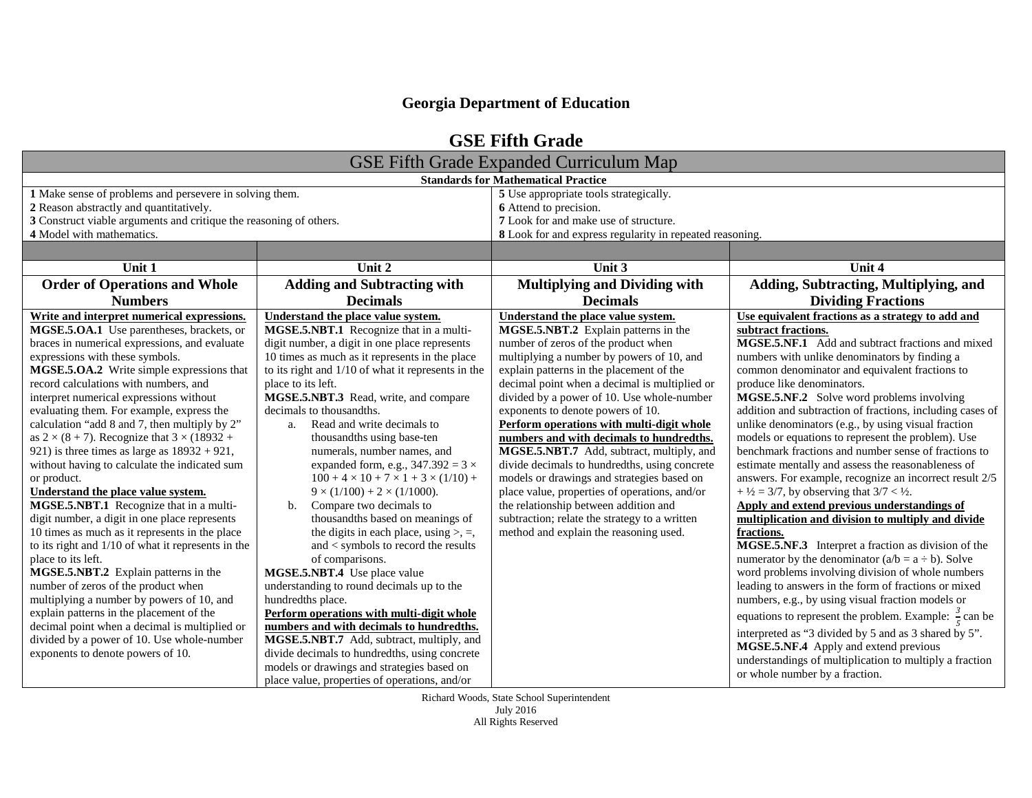# Georgia Department of Education

## GSE Fifth Grade

| GSE Fifth Grade Expanded Curriculum Map | | | |
|---|---|---|---|
| **Standards for Mathematical Practice** | | | |
| **1** Make sense of problems and persevere in solving them.<br>**2** Reason abstractly and quantitatively.<br>**3** Construct viable arguments and critique the reasoning of others.<br>**4** Model with mathematics. | | **5** Use appropriate tools strategically.<br>**6** Attend to precision.<br>**7** Look for and make use of structure.<br>**8** Look for and express regularity in repeated reasoning. | |
| | | | |
| **Unit 1** | **Unit 2** | **Unit 3** | **Unit 4** |
| **Order of Operations and Whole Numbers** | **Adding and Subtracting with Decimals** | **Multiplying and Dividing with Decimals** | **Adding, Subtracting, Multiplying, and Dividing Fractions** |
| **Write and interpret numerical expressions.**<br>**MGSE.5.OA.1** Use parentheses, brackets, or braces in numerical expressions, and evaluate expressions with these symbols.<br>**MGSE.5.OA.2** Write simple expressions that record calculations with numbers, and interpret numerical expressions without evaluating them. For example, express the calculation "add 8 and 7, then multiply by 2" as $2 \times (8 + 7)$. Recognize that $3 \times (18932 + 921)$ is three times as large as $18932 + 921$, without having to calculate the indicated sum or product.<br>**Understand the place value system.**<br>**MGSE.5.NBT.1** Recognize that in a multi-digit number, a digit in one place represents 10 times as much as it represents in the place to its right and 1/10 of what it represents in the place to its left.<br>**MGSE.5.NBT.2** Explain patterns in the number of zeros of the product when multiplying a number by powers of 10, and explain patterns in the placement of the decimal point when a decimal is multiplied or divided by a power of 10. Use whole-number exponents to denote powers of 10. | **Understand the place value system.**<br>**MGSE.5.NBT.1** Recognize that in a multi-digit number, a digit in one place represents 10 times as much as it represents in the place to its right and 1/10 of what it represents in the place to its left.<br>**MGSE.5.NBT.3** Read, write, and compare decimals to thousandths.<br>a. Read and write decimals to thousandths using base-ten numerals, number names, and expanded form, e.g., $347.392 = 3 \times 100 + 4 \times 10 + 7 \times 1 + 3 \times (1/10) + 9 \times (1/100) + 2 \times (1/1000)$.<br>b. Compare two decimals to thousandths based on meanings of the digits in each place, using >, =, and < symbols to record the results of comparisons.<br>**MGSE.5.NBT.4** Use place value understanding to round decimals up to the hundredths place.<br>**Perform operations with multi-digit whole numbers and with decimals to hundredths.**<br>**MGSE.5.NBT.7** Add, subtract, multiply, and divide decimals to hundredths, using concrete models or drawings and strategies based on place value, properties of operations, and/or | **Understand the place value system.**<br>**MGSE.5.NBT.2** Explain patterns in the number of zeros of the product when multiplying a number by powers of 10, and explain patterns in the placement of the decimal point when a decimal is multiplied or divided by a power of 10. Use whole-number exponents to denote powers of 10.<br>**Perform operations with multi-digit whole numbers and with decimals to hundredths.**<br>**MGSE.5.NBT.7** Add, subtract, multiply, and divide decimals to hundredths, using concrete models or drawings and strategies based on place value, properties of operations, and/or the relationship between addition and subtraction; relate the strategy to a written method and explain the reasoning used. | **Use equivalent fractions as a strategy to add and subtract fractions.**<br>**MGSE.5.NF.1** Add and subtract fractions and mixed numbers with unlike denominators by finding a common denominator and equivalent fractions to produce like denominators.<br>**MGSE.5.NF.2** Solve word problems involving addition and subtraction of fractions, including cases of unlike denominators (e.g., by using visual fraction models or equations to represent the problem). Use benchmark fractions and number sense of fractions to estimate mentally and assess the reasonableness of answers. For example, recognize an incorrect result $2/5 + ½ = 3/7$, by observing that $3/7 < ½$.<br>**Apply and extend previous understandings of multiplication and division to multiply and divide fractions.**<br>**MGSE.5.NF.3** Interpret a fraction as division of the numerator by the denominator ($a/b = a \div b$). Solve word problems involving division of whole numbers leading to answers in the form of fractions or mixed numbers, e.g., by using visual fraction models or equations to represent the problem. Example: $\frac{3}{5}$ can be interpreted as "3 divided by 5 and as 3 shared by 5".<br>**MGSE.5.NF.4** Apply and extend previous understandings of multiplication to multiply a fraction or whole number by a fraction. |

Richard Woods, State School Superintendent
July 2016
All Rights Reserved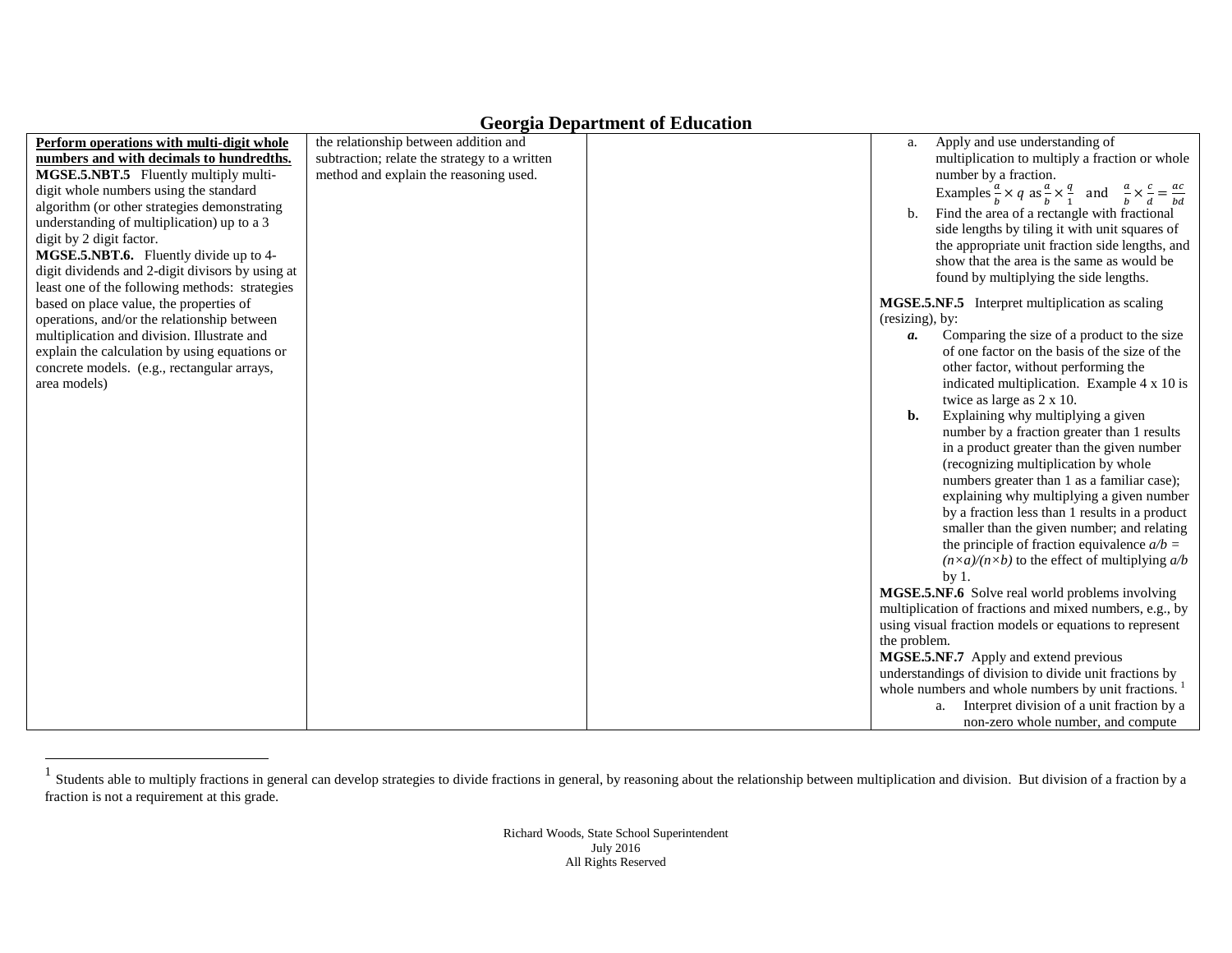# Georgia Department of Education

| | | | |
|---|---|---|---|
| **Perform operations with multi-digit whole numbers and with decimals to hundredths.**<br>**MGSE.5.NBT.5** Fluently multiply multi-digit whole numbers using the standard algorithm (or other strategies demonstrating understanding of multiplication) up to a 3 digit by 2 digit factor.<br>**MGSE.5.NBT.6.** Fluently divide up to 4-digit dividends and 2-digit divisors by using at least one of the following methods: strategies based on place value, the properties of operations, and/or the relationship between multiplication and division. Illustrate and explain the calculation by using equations or concrete models. (e.g., rectangular arrays, area models) | the relationship between addition and subtraction; relate the strategy to a written method and explain the reasoning used. | | a. Apply and use understanding of multiplication to multiply a fraction or whole number by a fraction.<br>Examples $\frac{a}{b} \times q$ as $\frac{a}{b} \times \frac{q}{1}$ and $\frac{a}{b} \times \frac{c}{d} = \frac{ac}{bd}$<br>b. Find the area of a rectangle with fractional side lengths by tiling it with unit squares of the appropriate unit fraction side lengths, and show that the area is the same as would be found by multiplying the side lengths.<br><br>**MGSE.5.NF.5** Interpret multiplication as scaling (resizing), by:<br>***a.*** Comparing the size of a product to the size of one factor on the basis of the size of the other factor, without performing the indicated multiplication. Example 4 x 10 is twice as large as 2 x 10.<br>**b.** Explaining why multiplying a given number by a fraction greater than 1 results in a product greater than the given number (recognizing multiplication by whole numbers greater than 1 as a familiar case); explaining why multiplying a given number by a fraction less than 1 results in a product smaller than the given number; and relating the principle of fraction equivalence $a/b = (n \times a)/(n \times b)$ to the effect of multiplying $a/b$ by 1.<br>**MGSE.5.NF.6** Solve real world problems involving multiplication of fractions and mixed numbers, e.g., by using visual fraction models or equations to represent the problem.<br>**MGSE.5.NF.7** Apply and extend previous understandings of division to divide unit fractions by whole numbers and whole numbers by unit fractions. [1]<br>a. Interpret division of a unit fraction by a non-zero whole number, and compute |

[1] Students able to multiply fractions in general can develop strategies to divide fractions in general, by reasoning about the relationship between multiplication and division. But division of a fraction by a fraction is not a requirement at this grade.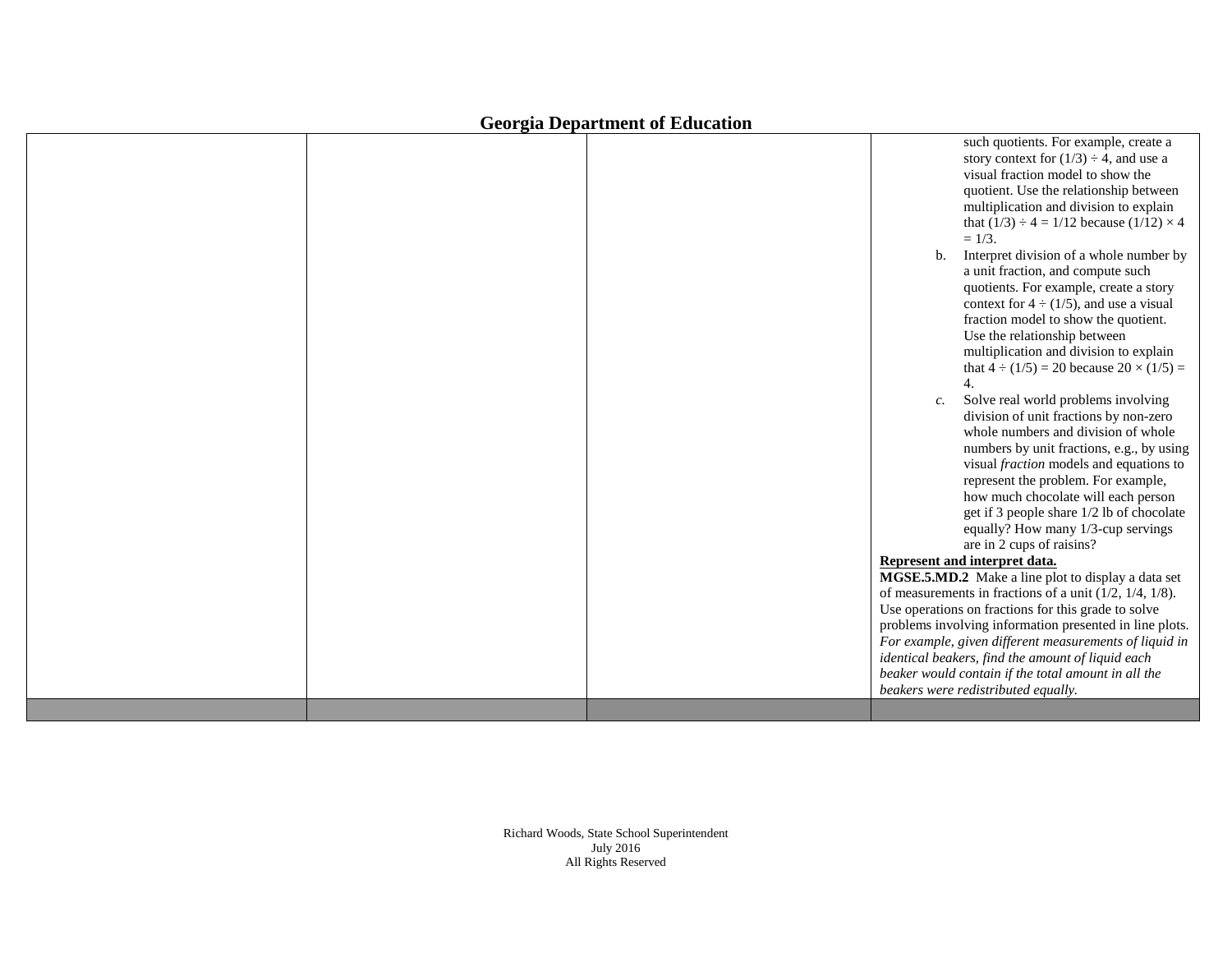| | | | |
|---|---|---|---|
| | | | such quotients. For example, create a story context for $(1/3) \div 4$, and use a visual fraction model to show the quotient. Use the relationship between multiplication and division to explain that $(1/3) \div 4 = 1/12$ because $(1/12) \times 4 = 1/3$.<br>b. Interpret division of a whole number by a unit fraction, and compute such quotients. For example, create a story context for $4 \div (1/5)$, and use a visual fraction model to show the quotient. Use the relationship between multiplication and division to explain that $4 \div (1/5) = 20$ because $20 \times (1/5) = 4$.<br>*c.* Solve real world problems involving division of unit fractions by non-zero whole numbers and division of whole numbers by unit fractions, e.g., by using visual *fraction* models and equations to represent the problem. For example, how much chocolate will each person get if 3 people share 1/2 lb of chocolate equally? How many 1/3-cup servings are in 2 cups of raisins?<br>**Represent and interpret data.**<br>**MGSE.5.MD.2** Make a line plot to display a data set of measurements in fractions of a unit (1/2, 1/4, 1/8). Use operations on fractions for this grade to solve problems involving information presented in line plots. *For example, given different measurements of liquid in identical beakers, find the amount of liquid each beaker would contain if the total amount in all the beakers were redistributed equally.* |
| | | | |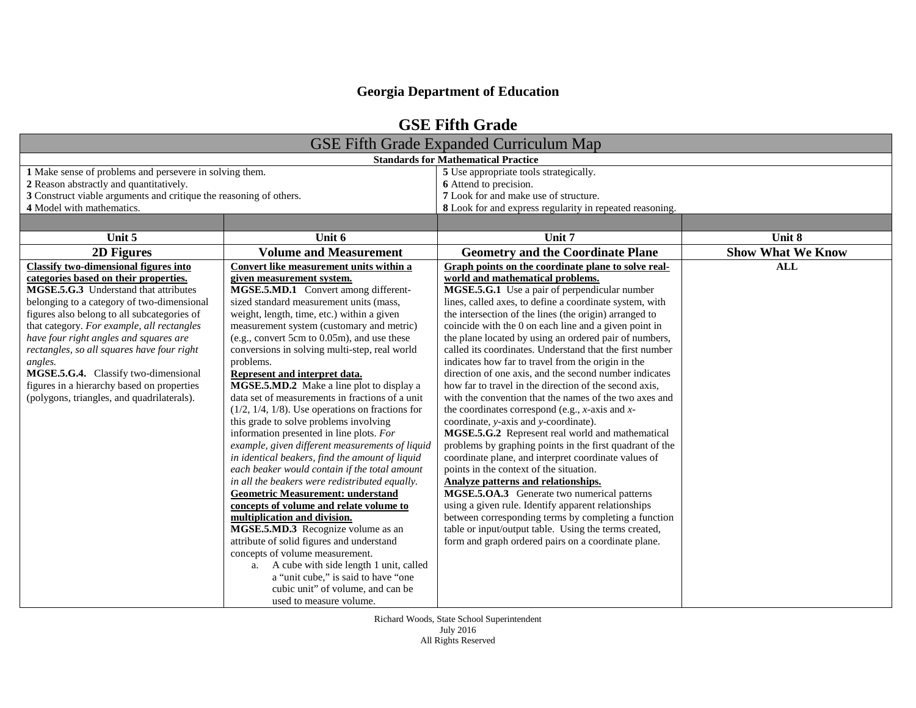# Georgia Department of Education

## GSE Fifth Grade

**GSE Fifth Grade Expanded Curriculum Map**

**Standards for Mathematical Practice**

| | |
|---|---|
| **1** Make sense of problems and persevere in solving them.<br>**2** Reason abstractly and quantitatively.<br>**3** Construct viable arguments and critique the reasoning of others.<br>**4** Model with mathematics. | **5** Use appropriate tools strategically.<br>**6** Attend to precision.<br>**7** Look for and make use of structure.<br>**8** Look for and express regularity in repeated reasoning. |

| Unit 5 | Unit 6 | Unit 7 | Unit 8 |
|---|---|---|---|
| **2D Figures** | **Volume and Measurement** | **Geometry and the Coordinate Plane** | **Show What We Know** |
| **<u>Classify two-dimensional figures into categories based on their properties.</u>**<br>**MGSE.5.G.3** Understand that attributes belonging to a category of two-dimensional figures also belong to all subcategories of that category. *For example, all rectangles have four right angles and squares are rectangles, so all squares have four right angles.*<br>**MGSE.5.G.4.** Classify two-dimensional figures in a hierarchy based on properties (polygons, triangles, and quadrilaterals). | **<u>Convert like measurement units within a given measurement system.</u>**<br>**MGSE.5.MD.1** Convert among different-sized standard measurement units (mass, weight, length, time, etc.) within a given measurement system (customary and metric) (e.g., convert 5cm to 0.05m), and use these conversions in solving multi-step, real world problems.<br>**<u>Represent and interpret data.</u>**<br>**MGSE.5.MD.2** Make a line plot to display a data set of measurements in fractions of a unit (1/2, 1/4, 1/8). Use operations on fractions for this grade to solve problems involving information presented in line plots. *For example, given different measurements of liquid in identical beakers, find the amount of liquid each beaker would contain if the total amount in all the beakers were redistributed equally.*<br>**<u>Geometric Measurement: understand concepts of volume and relate volume to multiplication and division.</u>**<br>**MGSE.5.MD.3** Recognize volume as an attribute of solid figures and understand concepts of volume measurement.<br>a. A cube with side length 1 unit, called a "unit cube," is said to have "one cubic unit" of volume, and can be used to measure volume. | **<u>Graph points on the coordinate plane to solve real-world and mathematical problems.</u>**<br>**MGSE.5.G.1** Use a pair of perpendicular number lines, called axes, to define a coordinate system, with the intersection of the lines (the origin) arranged to coincide with the 0 on each line and a given point in the plane located by using an ordered pair of numbers, called its coordinates. Understand that the first number indicates how far to travel from the origin in the direction of one axis, and the second number indicates how far to travel in the direction of the second axis, with the convention that the names of the two axes and the coordinates correspond (e.g., *x*-axis and *x*-coordinate, *y*-axis and *y*-coordinate).<br>**MGSE.5.G.2** Represent real world and mathematical problems by graphing points in the first quadrant of the coordinate plane, and interpret coordinate values of points in the context of the situation.<br>**<u>Analyze patterns and relationships.</u>**<br>**MGSE.5.OA.3** Generate two numerical patterns using a given rule. Identify apparent relationships between corresponding terms by completing a function table or input/output table. Using the terms created, form and graph ordered pairs on a coordinate plane. | **ALL** |

Richard Woods, State School Superintendent
July 2016
All Rights Reserved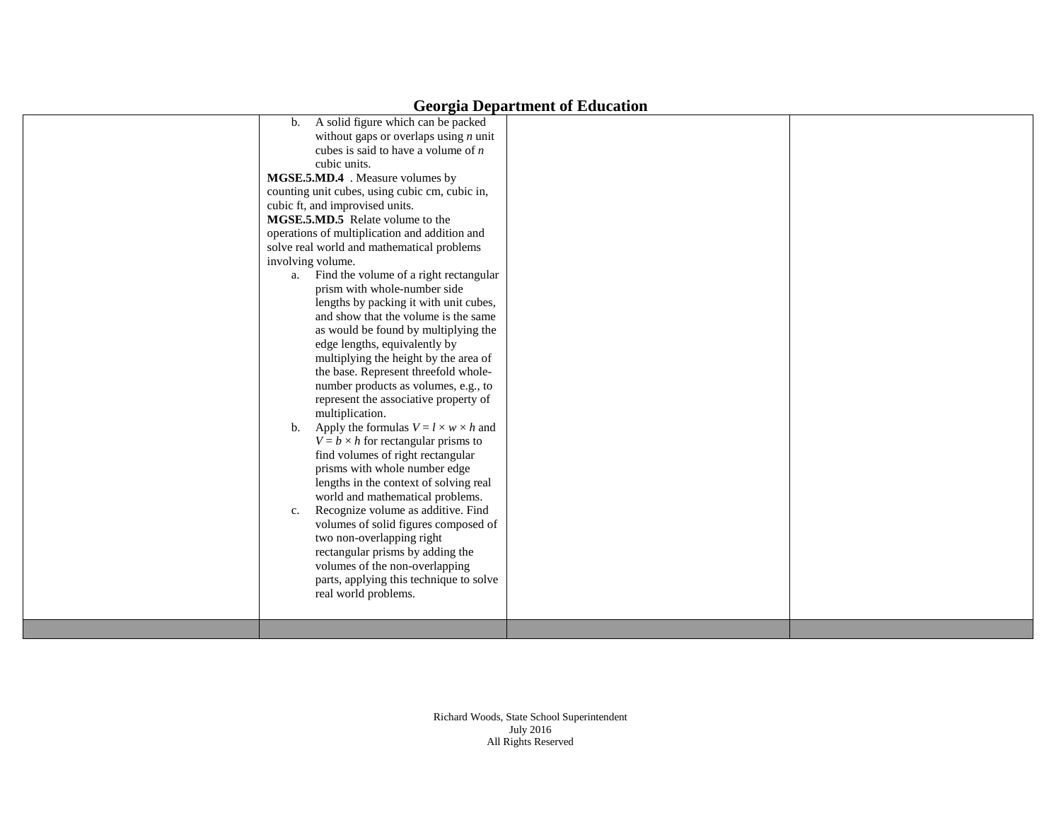| | | | |
|---|---|---|---|
| | b. A solid figure which can be packed without gaps or overlaps using *n* unit cubes is said to have a volume of *n* cubic units.<br>**MGSE.5.MD.4** . Measure volumes by counting unit cubes, using cubic cm, cubic in, cubic ft, and improvised units.<br>**MGSE.5.MD.5** Relate volume to the operations of multiplication and addition and solve real world and mathematical problems involving volume.<br>a. Find the volume of a right rectangular prism with whole-number side lengths by packing it with unit cubes, and show that the volume is the same as would be found by multiplying the edge lengths, equivalently by multiplying the height by the area of the base. Represent threefold whole-number products as volumes, e.g., to represent the associative property of multiplication.<br>b. Apply the formulas $V = l \times w \times h$ and $V = b \times h$ for rectangular prisms to find volumes of right rectangular prisms with whole number edge lengths in the context of solving real world and mathematical problems.<br>c. Recognize volume as additive. Find volumes of solid figures composed of two non-overlapping right rectangular prisms by adding the volumes of the non-overlapping parts, applying this technique to solve real world problems. | | |
| | | | |